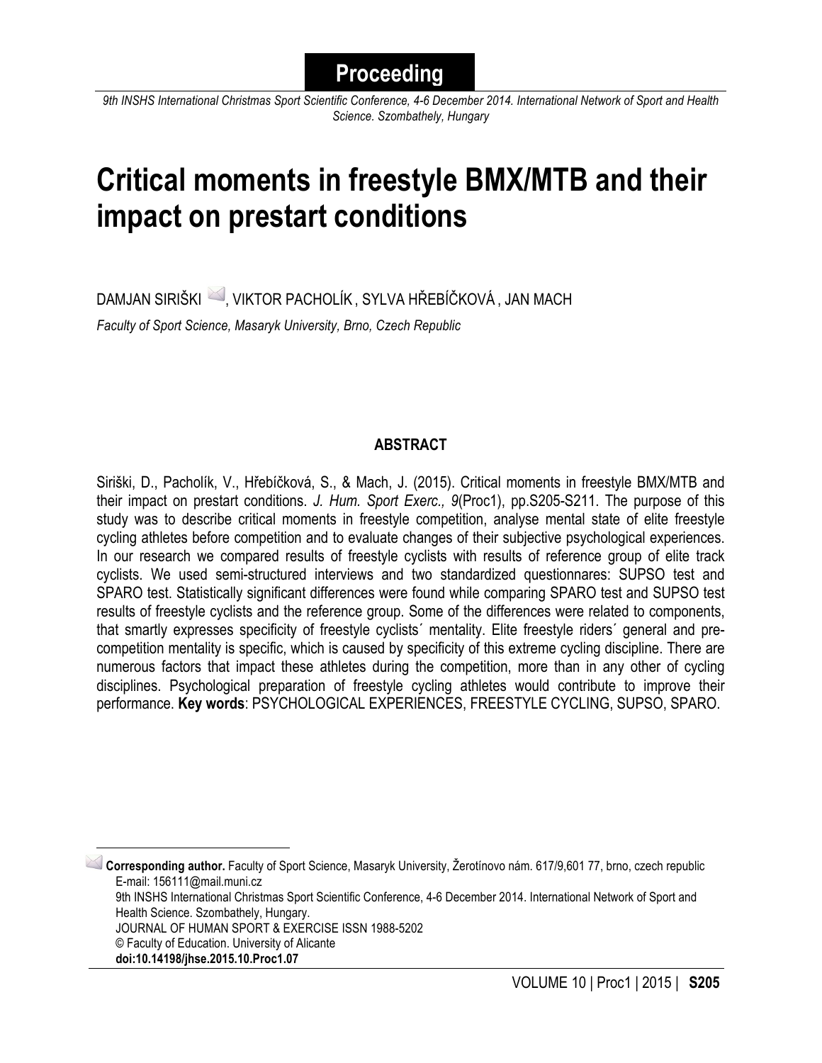**Proceeding**

*9th INSHS International Christmas Sport Scientific Conference, 4-6 December 2014. International Network of Sport and Health Science. Szombathely, Hungary*

# Critical moments in freestyle BMX/MTB and their impact on prestart conditions

DAMJAN SIRIŠKI, VIKTOR PACHOLÍK , SYLVA HŘEBÍČKOVÁ , JAN MACH

*Faculty of Sport Science, Masaryk University, Brno, Czech Republic*

## ABSTRACT

Siriški, D., Pacholík, V., Hřebíčková, S., & Mach, J. (2015). Critical moments in freestyle BMX/MTB and their impact on prestart conditions. *J. Hum. Sport Exerc., 9*(Proc1), pp.S205-S211. The purpose of this study was to describe critical moments in freestyle competition, analyse mental state of elite freestyle cycling athletes before competition and to evaluate changes of their subjective psychological experiences. In our research we compared results of freestyle cyclists with results of reference group of elite track cyclists. We used semi-structured interviews and two standardized questionnares: SUPSO test and SPARO test. Statistically significant differences were found while comparing SPARO test and SUPSO test results of freestyle cyclists and the reference group. Some of the differences were related to components, that smartly expresses specificity of freestyle cyclists´ mentality. Elite freestyle riders´ general and pre-competition mentality is specific, which is caused by specificity of this extreme cycling discipline. There are numerous factors that impact these athletes during the competition, more than in any other of cycling disciplines. Psychological preparation of freestyle cycling athletes would contribute to improve their performance. **Key words**: PSYCHOLOGICAL EXPERIENCES, FREESTYLE CYCLING, SUPSO, SPARO.

---

**Corresponding author.** Faculty of Sport Science, Masaryk University, Žerotínovo nám. 617/9,601 77, brno, czech republic
E-mail: 156111@mail.muni.cz
9th INSHS International Christmas Sport Scientific Conference, 4-6 December 2014. International Network of Sport and Health Science. Szombathely, Hungary.
JOURNAL OF HUMAN SPORT & EXERCISE ISSN 1988-5202
© Faculty of Education. University of Alicante
**doi:10.14198/jhse.2015.10.Proc1.07**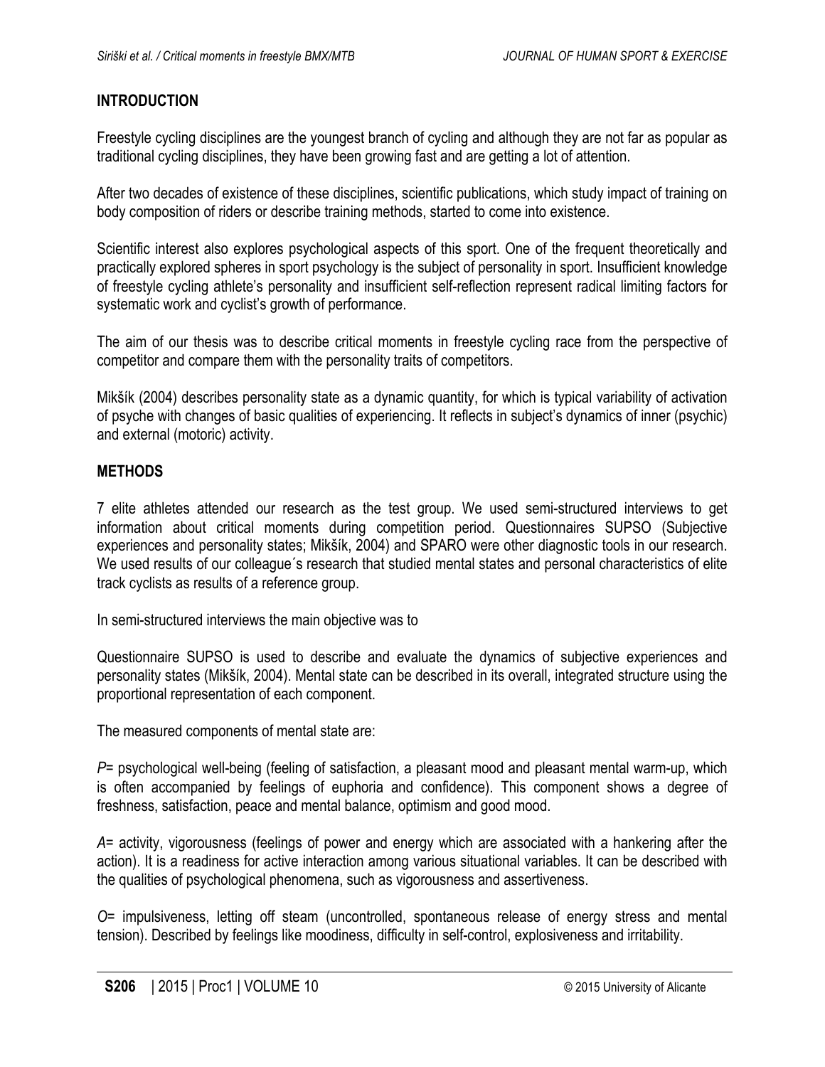## INTRODUCTION

Freestyle cycling disciplines are the youngest branch of cycling and although they are not far as popular as traditional cycling disciplines, they have been growing fast and are getting a lot of attention.

After two decades of existence of these disciplines, scientific publications, which study impact of training on body composition of riders or describe training methods, started to come into existence.

Scientific interest also explores psychological aspects of this sport. One of the frequent theoretically and practically explored spheres in sport psychology is the subject of personality in sport. Insufficient knowledge of freestyle cycling athlete's personality and insufficient self-reflection represent radical limiting factors for systematic work and cyclist's growth of performance.

The aim of our thesis was to describe critical moments in freestyle cycling race from the perspective of competitor and compare them with the personality traits of competitors.

Mikšík (2004) describes personality state as a dynamic quantity, for which is typical variability of activation of psyche with changes of basic qualities of experiencing. It reflects in subject's dynamics of inner (psychic) and external (motoric) activity.

## METHODS

7 elite athletes attended our research as the test group. We used semi-structured interviews to get information about critical moments during competition period. Questionnaires SUPSO (Subjective experiences and personality states; Mikšík, 2004) and SPARO were other diagnostic tools in our research. We used results of our colleague´s research that studied mental states and personal characteristics of elite track cyclists as results of a reference group.

In semi-structured interviews the main objective was to

Questionnaire SUPSO is used to describe and evaluate the dynamics of subjective experiences and personality states (Mikšík, 2004). Mental state can be described in its overall, integrated structure using the proportional representation of each component.

The measured components of mental state are:

*P*= psychological well-being (feeling of satisfaction, a pleasant mood and pleasant mental warm-up, which is often accompanied by feelings of euphoria and confidence). This component shows a degree of freshness, satisfaction, peace and mental balance, optimism and good mood.

*A*= activity, vigorousness (feelings of power and energy which are associated with a hankering after the action). It is a readiness for active interaction among various situational variables. It can be described with the qualities of psychological phenomena, such as vigorousness and assertiveness.

*O*= impulsiveness, letting off steam (uncontrolled, spontaneous release of energy stress and mental tension). Described by feelings like moodiness, difficulty in self-control, explosiveness and irritability.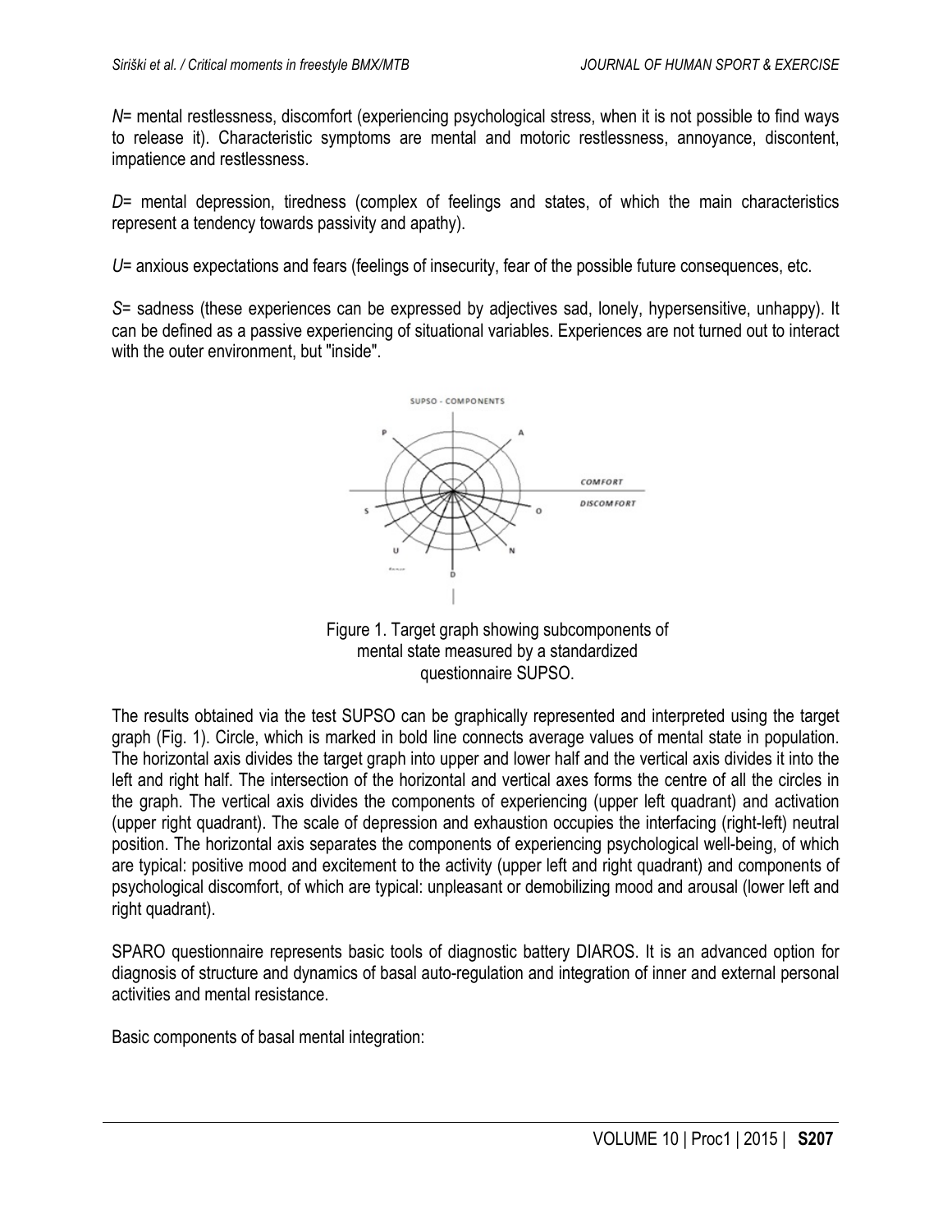*N*= mental restlessness, discomfort (experiencing psychological stress, when it is not possible to find ways to release it). Characteristic symptoms are mental and motoric restlessness, annoyance, discontent, impatience and restlessness.

*D*= mental depression, tiredness (complex of feelings and states, of which the main characteristics represent a tendency towards passivity and apathy).

*U*= anxious expectations and fears (feelings of insecurity, fear of the possible future consequences, etc.

*S*= sadness (these experiences can be expressed by adjectives sad, lonely, hypersensitive, unhappy). It can be defined as a passive experiencing of situational variables. Experiences are not turned out to interact with the outer environment, but "inside".

Figure 1. Target graph showing subcomponents of mental state measured by a standardized questionnaire SUPSO.

The results obtained via the test SUPSO can be graphically represented and interpreted using the target graph (Fig. 1). Circle, which is marked in bold line connects average values of mental state in population. The horizontal axis divides the target graph into upper and lower half and the vertical axis divides it into the left and right half. The intersection of the horizontal and vertical axes forms the centre of all the circles in the graph. The vertical axis divides the components of experiencing (upper left quadrant) and activation (upper right quadrant). The scale of depression and exhaustion occupies the interfacing (right-left) neutral position. The horizontal axis separates the components of experiencing psychological well-being, of which are typical: positive mood and excitement to the activity (upper left and right quadrant) and components of psychological discomfort, of which are typical: unpleasant or demobilizing mood and arousal (lower left and right quadrant).

SPARO questionnaire represents basic tools of diagnostic battery DIAROS. It is an advanced option for diagnosis of structure and dynamics of basal auto-regulation and integration of inner and external personal activities and mental resistance.

Basic components of basal mental integration: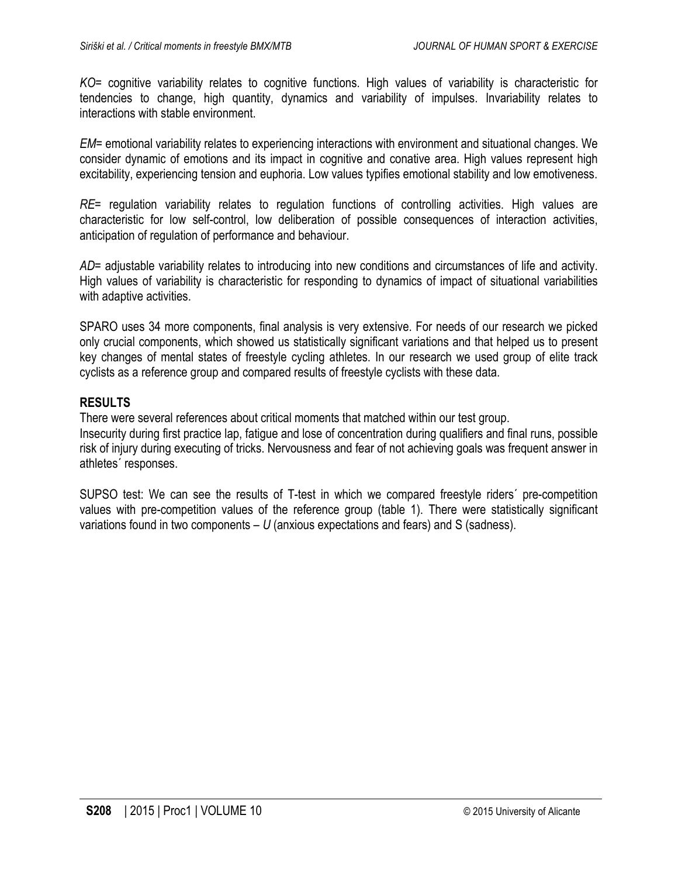*KO*= cognitive variability relates to cognitive functions. High values of variability is characteristic for tendencies to change, high quantity, dynamics and variability of impulses. Invariability relates to interactions with stable environment.

*EM*= emotional variability relates to experiencing interactions with environment and situational changes. We consider dynamic of emotions and its impact in cognitive and conative area. High values represent high excitability, experiencing tension and euphoria. Low values typifies emotional stability and low emotiveness.

*RE*= regulation variability relates to regulation functions of controlling activities. High values are characteristic for low self-control, low deliberation of possible consequences of interaction activities, anticipation of regulation of performance and behaviour.

*AD*= adjustable variability relates to introducing into new conditions and circumstances of life and activity. High values of variability is characteristic for responding to dynamics of impact of situational variabilities with adaptive activities.

SPARO uses 34 more components, final analysis is very extensive. For needs of our research we picked only crucial components, which showed us statistically significant variations and that helped us to present key changes of mental states of freestyle cycling athletes. In our research we used group of elite track cyclists as a reference group and compared results of freestyle cyclists with these data.

**RESULTS**

There were several references about critical moments that matched within our test group.
Insecurity during first practice lap, fatigue and lose of concentration during qualifiers and final runs, possible risk of injury during executing of tricks. Nervousness and fear of not achieving goals was frequent answer in athletes´ responses.

SUPSO test: We can see the results of T-test in which we compared freestyle riders´ pre-competition values with pre-competition values of the reference group (table 1). There were statistically significant variations found in two components – *U* (anxious expectations and fears) and S (sadness).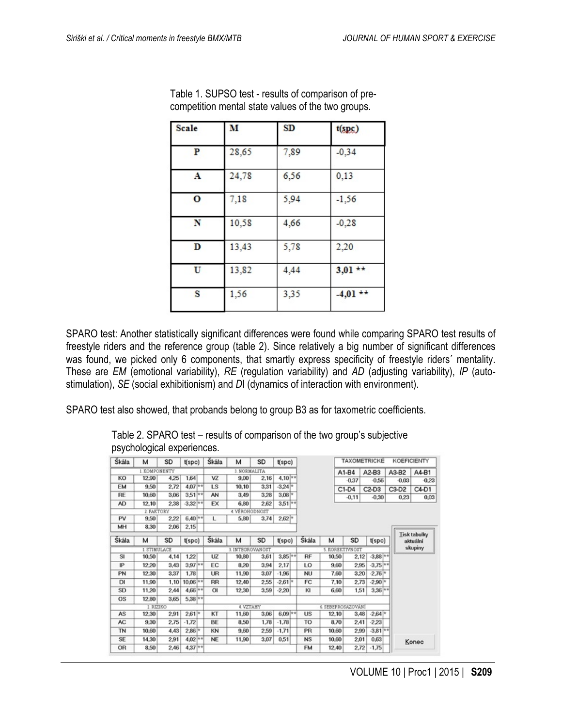Table 1. SUPSO test - results of comparison of pre-competition mental state values of the two groups.

| Scale | M | SD | t(spc) |
|---|---|---|---|
| P | 28,65 | 7,89 | -0,34 |
| A | 24,78 | 6,56 | 0,13 |
| O | 7,18 | 5,94 | -1,56 |
| N | 10,58 | 4,66 | -0,28 |
| D | 13,43 | 5,78 | 2,20 |
| U | 13,82 | 4,44 | **3,01 \*\*** |
| S | 1,56 | 3,35 | **-4,01 \*\*** |

SPARO test: Another statistically significant differences were found while comparing SPARO test results of freestyle riders and the reference group (table 2). Since relatively a big number of significant differences was found, we picked only 6 components, that smartly express specificity of freestyle riders´ mentality. These are *EM* (emotional variability), *RE* (regulation variability) and *AD* (adjusting variability), *IP* (auto-stimulation), *SE* (social exhibitionism) and *D*I (dynamics of interaction with environment).

SPARO test also showed, that probands belong to group B3 as for taxometric coefficients.

Table 2. SPARO test – results of comparison of the two group's subjective psychological experiences.

| Škála | M | SD | t(spc) | Škála | M | SD | t(spc) |
|---|---|---|---|---|---|---|---|
| 1. KOMPONENTY | | | | 3. NORMALITA | | | |
| KO | 12,90 | 4,25 | 1,64 | VZ | 9,00 | 2,16 | 4,10 ** |
| EM | 9,50 | 2,72 | 4,07 ** | LS | 10,10 | 3,31 | -3,24 * |
| RE | 10,60 | 3,06 | 3,51 ** | AN | 3,49 | 3,28 | 3,08 * |
| AD | 12,10 | 2,38 | -3,32 ** | EX | 6,80 | 2,62 | 3,51 ** |
| 2. FAKTORY | | | | 4. VĚROHODNOST | | | |
| PV | 9,50 | 2,22 | 6,40 ** | L | 5,80 | 3,74 | 2,62 * |
| MH | 8,30 | 2,06 | 2,15 | | | | |

| TAXOMETRICKÉ KOEFICIENTY | | | |
|---|---|---|---|
| A1-B4 | A2-B3 | A3-B2 | A4-B1 |
| -0,37 | -0,56 | -0,03 | -0,23 |
| C1-D4 | C2-D3 | C3-D2 | C4-D1 |
| -0,11 | -0,30 | 0,23 | 0,03 |

| Škála | M | SD | t(spc) | Škála | M | SD | t(spc) | Škála | M | SD | t(spc) |
|---|---|---|---|---|---|---|---|---|---|---|---|
| 1. STIMULACE | | | | 3. INTEGROVANOST | | | | 5. KOREKTIVNOST | | | |
| SI | 10,50 | 4,14 | 1,22 | UZ | 10,80 | 3,61 | 3,85 ** | RF | 10,50 | 2,12 | -3,88 ** |
| IP | 12,20 | 3,43 | 3,97 ** | EC | 8,20 | 3,94 | 2,17 | LO | 9,60 | 2,95 | -3,75 ** |
| PN | 12,30 | 3,37 | 1,78 | UR | 11,90 | 3,07 | -1,96 | NU | 7,60 | 3,20 | -2,76 * |
| DI | 11,90 | 1,10 | 10,06 ** | RR | 12,40 | 2,55 | -2,61 * | FC | 7,10 | 2,73 | -2,90 * |
| SD | 11,20 | 2,44 | 4,66 ** | OI | 12,30 | 3,59 | -2,20 | KI | 6,60 | 1,51 | 3,36 ** |
| OS | 12,80 | 3,65 | 5,38 ** | | | | | | | | |
| 2. RIZIKO | | | | 4. VZTAHY | | | | 6. SEBEPROSAZOVÁNÍ | | | |
| AS | 12,30 | 2,91 | 2,61 * | KT | 11,60 | 3,06 | 6,09 ** | US | 12,10 | 3,48 | -2,64 * |
| AC | 9,30 | 2,75 | -1,72 | BE | 8,50 | 1,78 | -1,78 | TO | 8,70 | 2,41 | -2,23 |
| TN | 10,60 | 4,43 | 2,86 * | KN | 9,60 | 2,59 | -1,71 | PR | 10,60 | 2,99 | -3,81 ** |
| SE | 14,30 | 2,91 | 4,02 ** | NE | 11,90 | 3,07 | 0,51 | NS | 10,60 | 2,01 | 0,63 |
| OR | 8,50 | 2,46 | 4,37 ** | | | | | FM | 12,40 | 2,72 | -1,75 |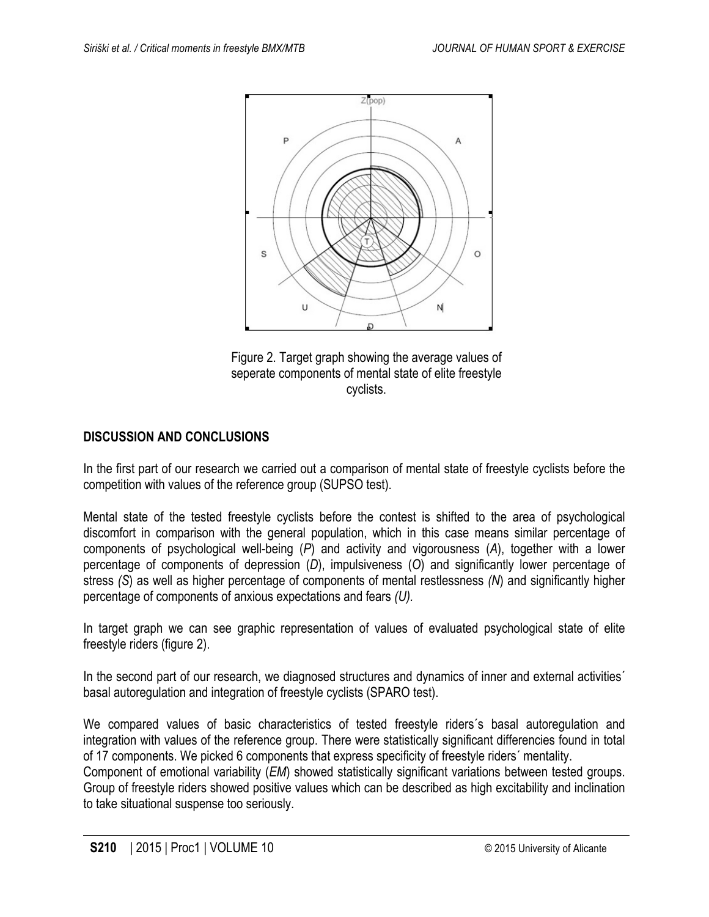Figure 2. Target graph showing the average values of seperate components of mental state of elite freestyle cyclists.

## DISCUSSION AND CONCLUSIONS

In the first part of our research we carried out a comparison of mental state of freestyle cyclists before the competition with values of the reference group (SUPSO test).

Mental state of the tested freestyle cyclists before the contest is shifted to the area of psychological discomfort in comparison with the general population, which in this case means similar percentage of components of psychological well-being (*P*) and activity and vigorousness (*A*), together with a lower percentage of components of depression (*D*), impulsiveness (*O*) and significantly lower percentage of stress *(S*) as well as higher percentage of components of mental restlessness *(N*) and significantly higher percentage of components of anxious expectations and fears *(U).*

In target graph we can see graphic representation of values of evaluated psychological state of elite freestyle riders (figure 2).

In the second part of our research, we diagnosed structures and dynamics of inner and external activities´ basal autoregulation and integration of freestyle cyclists (SPARO test).

We compared values of basic characteristics of tested freestyle riders´s basal autoregulation and integration with values of the reference group. There were statistically significant differencies found in total of 17 components. We picked 6 components that express specificity of freestyle riders´ mentality.
Component of emotional variability (*EM*) showed statistically significant variations between tested groups. Group of freestyle riders showed positive values which can be described as high excitability and inclination to take situational suspense too seriously.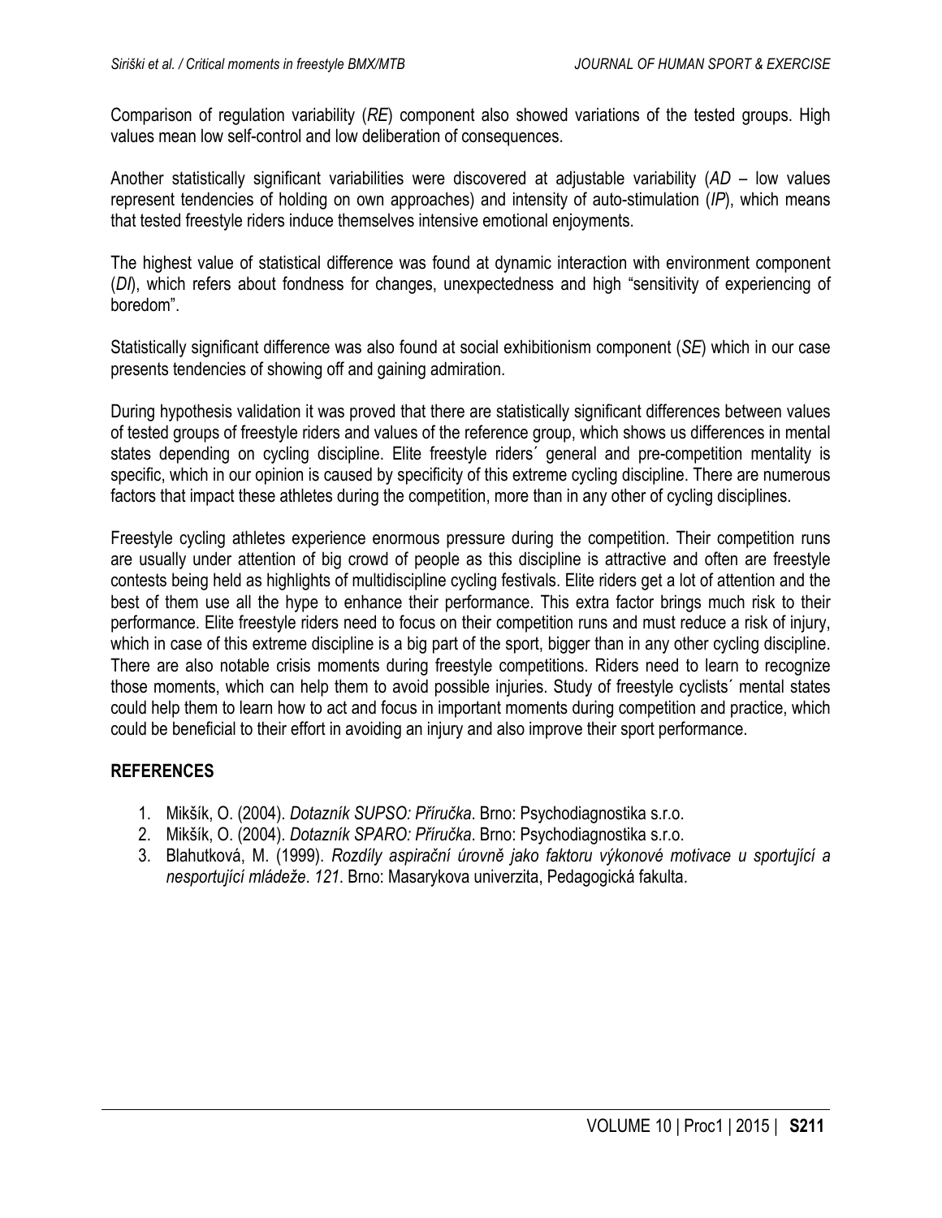Comparison of regulation variability (*RE*) component also showed variations of the tested groups. High values mean low self-control and low deliberation of consequences.

Another statistically significant variabilities were discovered at adjustable variability (*AD* – low values represent tendencies of holding on own approaches) and intensity of auto-stimulation (*IP*), which means that tested freestyle riders induce themselves intensive emotional enjoyments.

The highest value of statistical difference was found at dynamic interaction with environment component (*DI*), which refers about fondness for changes, unexpectedness and high "sensitivity of experiencing of boredom".

Statistically significant difference was also found at social exhibitionism component (*SE*) which in our case presents tendencies of showing off and gaining admiration.

During hypothesis validation it was proved that there are statistically significant differences between values of tested groups of freestyle riders and values of the reference group, which shows us differences in mental states depending on cycling discipline. Elite freestyle riders´ general and pre-competition mentality is specific, which in our opinion is caused by specificity of this extreme cycling discipline. There are numerous factors that impact these athletes during the competition, more than in any other of cycling disciplines.

Freestyle cycling athletes experience enormous pressure during the competition. Their competition runs are usually under attention of big crowd of people as this discipline is attractive and often are freestyle contests being held as highlights of multidiscipline cycling festivals. Elite riders get a lot of attention and the best of them use all the hype to enhance their performance. This extra factor brings much risk to their performance. Elite freestyle riders need to focus on their competition runs and must reduce a risk of injury, which in case of this extreme discipline is a big part of the sport, bigger than in any other cycling discipline. There are also notable crisis moments during freestyle competitions. Riders need to learn to recognize those moments, which can help them to avoid possible injuries. Study of freestyle cyclists´ mental states could help them to learn how to act and focus in important moments during competition and practice, which could be beneficial to their effort in avoiding an injury and also improve their sport performance.

## REFERENCES

1. Mikšík, O. (2004). *Dotazník SUPSO: Příručka*. Brno: Psychodiagnostika s.r.o.
2. Mikšík, O. (2004). *Dotazník SPARO: Příručka*. Brno: Psychodiagnostika s.r.o.
3. Blahutková, M. (1999). *Rozdíly aspirační úrovně jako faktoru výkonové motivace u sportující a nesportující mládeže*. *121*. Brno: Masarykova univerzita, Pedagogická fakulta.